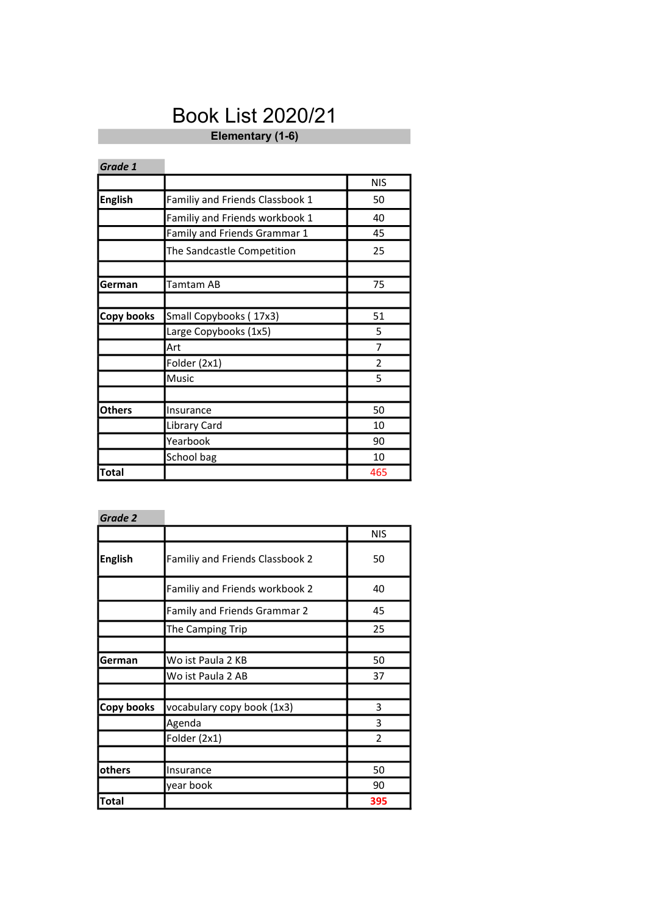# Book List 2020/21

## Elementary (1-6)

***Grade 1***

| | | NIS |
|---|---|---|
| **English** | Familiy and Friends Classbook 1 | 50 |
| | Familiy and Friends workbook 1 | 40 |
| | Family and Friends Grammar 1 | 45 |
| | The Sandcastle Competition | 25 |
| | | |
| **German** | Tamtam AB | 75 |
| | | |
| **Copy books** | Small Copybooks ( 17x3) | 51 |
| | Large Copybooks (1x5) | 5 |
| | Art | 7 |
| | Folder (2x1) | 2 |
| | Music | 5 |
| | | |
| **Others** | Insurance | 50 |
| | Library Card | 10 |
| | Yearbook | 90 |
| | School bag | 10 |
| **Total** | | 465 |

***Grade 2***

| | | NIS |
|---|---|---|
| **English** | Familiy and Friends Classbook 2 | 50 |
| | Familiy and Friends workbook 2 | 40 |
| | Family and Friends Grammar 2 | 45 |
| | The Camping Trip | 25 |
| | | |
| **German** | Wo ist Paula 2 KB | 50 |
| | Wo ist Paula 2 AB | 37 |
| | | |
| **Copy books** | vocabulary copy book (1x3) | 3 |
| | Agenda | 3 |
| | Folder (2x1) | 2 |
| | | |
| **others** | Insurance | 50 |
| | year book | 90 |
| **Total** | | **395** |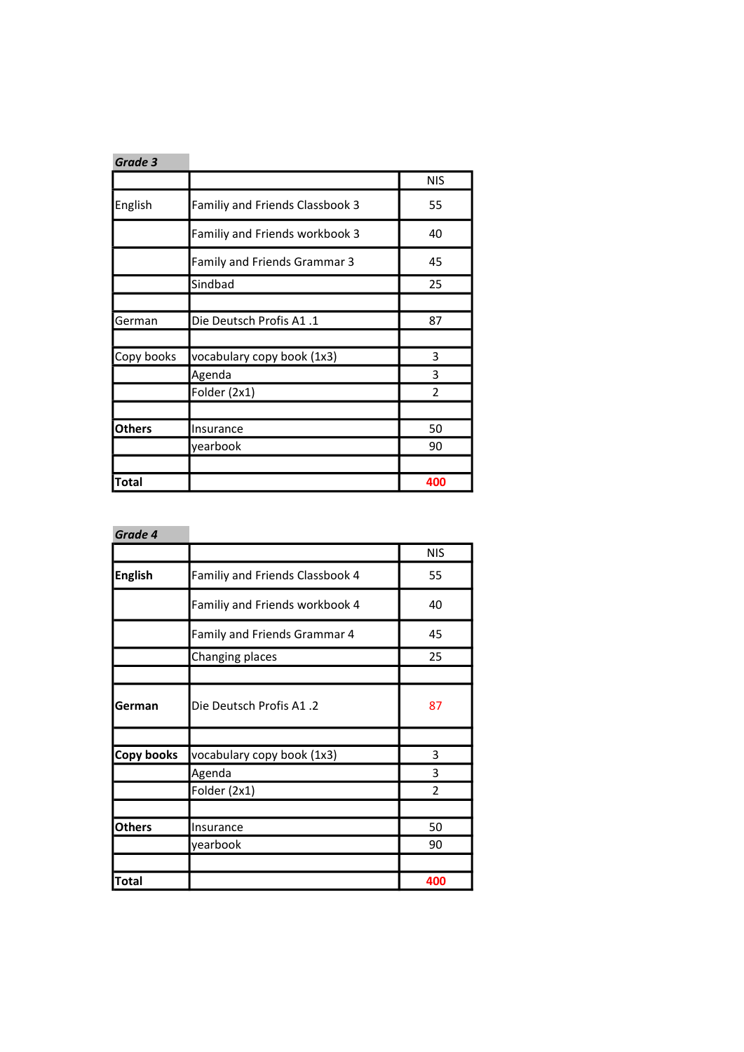**Grade 3**

| | | NIS |
|---|---|---|
| English | Familiy and Friends Classbook 3 | 55 |
| | Familiy and Friends workbook 3 | 40 |
| | Family and Friends Grammar 3 | 45 |
| | Sindbad | 25 |
| | | |
| German | Die Deutsch Profis A1 .1 | 87 |
| | | |
| Copy books | vocabulary copy book (1x3) | 3 |
| | Agenda | 3 |
| | Folder (2x1) | 2 |
| | | |
| **Others** | Insurance | 50 |
| | yearbook | 90 |
| | | |
| **Total** | | **400** |

**Grade 4**

| | | NIS |
|---|---|---|
| **English** | Familiy and Friends Classbook 4 | 55 |
| | Familiy and Friends workbook 4 | 40 |
| | Family and Friends Grammar 4 | 45 |
| | Changing places | 25 |
| | | |
| **German** | Die Deutsch Profis A1 .2 | 87 |
| | | |
| **Copy books** | vocabulary copy book (1x3) | 3 |
| | Agenda | 3 |
| | Folder (2x1) | 2 |
| | | |
| **Others** | Insurance | 50 |
| | yearbook | 90 |
| | | |
| **Total** | | **400** |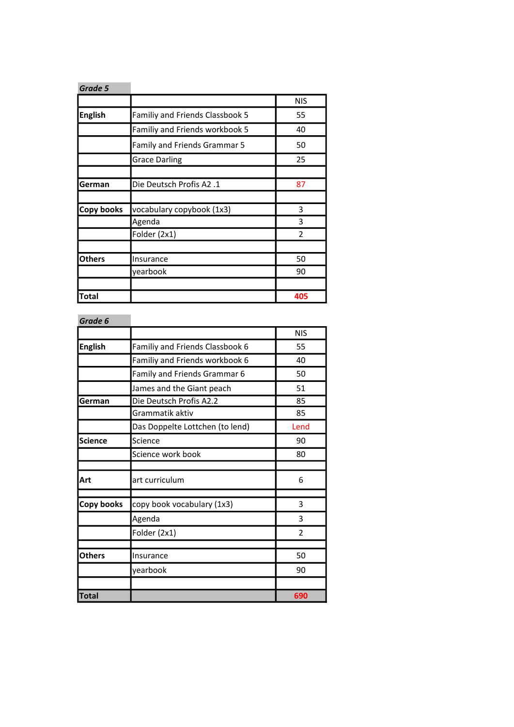### *Grade 5*

| | | NIS |
|---|---|---|
| **English** | Familiy and Friends Classbook 5 | 55 |
| | Familiy and Friends workbook 5 | 40 |
| | Family and Friends Grammar 5 | 50 |
| | Grace Darling | 25 |
| | | |
| **German** | Die Deutsch Profis A2 .1 | 87 |
| | | |
| **Copy books** | vocabulary copybook (1x3) | 3 |
| | Agenda | 3 |
| | Folder (2x1) | 2 |
| | | |
| **Others** | Insurance | 50 |
| | yearbook | 90 |
| | | |
| **Total** | | **405** |

### *Grade 6*

| | | NIS |
|---|---|---|
| **English** | Familiy and Friends Classbook 6 | 55 |
| | Familiy and Friends workbook 6 | 40 |
| | Family and Friends Grammar 6 | 50 |
| | James and the Giant peach | 51 |
| **German** | Die Deutsch Profis A2.2 | 85 |
| | Grammatik aktiv | 85 |
| | Das Doppelte Lottchen (to lend) | Lend |
| **Science** | Science | 90 |
| | Science work book | 80 |
| | | |
| **Art** | art curriculum | 6 |
| | | |
| **Copy books** | copy book vocabulary (1x3) | 3 |
| | Agenda | 3 |
| | Folder (2x1) | 2 |
| | | |
| **Others** | Insurance | 50 |
| | yearbook | 90 |
| | | |
| **Total** | | **690** |